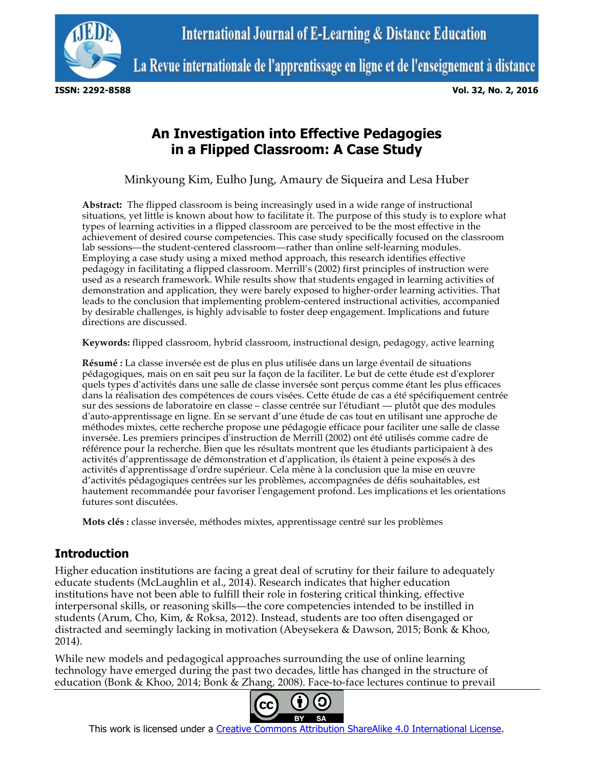# An Investigation into Effective Pedagogies in a Flipped Classroom: A Case Study

Minkyoung Kim, Eulho Jung, Amaury de Siqueira and Lesa Huber

**Abstract:** The flipped classroom is being increasingly used in a wide range of instructional situations, yet little is known about how to facilitate it. The purpose of this study is to explore what types of learning activities in a flipped classroom are perceived to be the most effective in the achievement of desired course competencies. This case study specifically focused on the classroom lab sessions—the student-centered classroom—rather than online self-learning modules. Employing a case study using a mixed method approach, this research identifies effective pedagogy in facilitating a flipped classroom. Merrill's (2002) first principles of instruction were used as a research framework. While results show that students engaged in learning activities of demonstration and application, they were barely exposed to higher-order learning activities. That leads to the conclusion that implementing problem-centered instructional activities, accompanied by desirable challenges, is highly advisable to foster deep engagement. Implications and future directions are discussed.

**Keywords:** flipped classroom, hybrid classroom, instructional design, pedagogy, active learning

**Résumé :** La classe inversée est de plus en plus utilisée dans un large éventail de situations pédagogiques, mais on en sait peu sur la façon de la faciliter. Le but de cette étude est d'explorer quels types d'activités dans une salle de classe inversée sont perçus comme étant les plus efficaces dans la réalisation des compétences de cours visées. Cette étude de cas a été spécifiquement centrée sur des sessions de laboratoire en classe – classe centrée sur l'étudiant — plutôt que des modules d'auto-apprentissage en ligne. En se servant d'une étude de cas tout en utilisant une approche de méthodes mixtes, cette recherche propose une pédagogie efficace pour faciliter une salle de classe inversée. Les premiers principes d'instruction de Merrill (2002) ont été utilisés comme cadre de référence pour la recherche. Bien que les résultats montrent que les étudiants participaient à des activités d'apprentissage de démonstration et d'application, ils étaient à peine exposés à des activités d'apprentissage d'ordre supérieur. Cela mène à la conclusion que la mise en œuvre d'activités pédagogiques centrées sur les problèmes, accompagnées de défis souhaitables, est hautement recommandée pour favoriser l'engagement profond. Les implications et les orientations futures sont discutées.

**Mots clés :** classe inversée, méthodes mixtes, apprentissage centré sur les problèmes

## Introduction

Higher education institutions are facing a great deal of scrutiny for their failure to adequately educate students (McLaughlin et al., 2014). Research indicates that higher education institutions have not been able to fulfill their role in fostering critical thinking, effective interpersonal skills, or reasoning skills—the core competencies intended to be instilled in students (Arum, Cho, Kim, & Roksa, 2012). Instead, students are too often disengaged or distracted and seemingly lacking in motivation (Abeysekera & Dawson, 2015; Bonk & Khoo, 2014).

While new models and pedagogical approaches surrounding the use of online learning technology have emerged during the past two decades, little has changed in the structure of education (Bonk & Khoo, 2014; Bonk & Zhang, 2008). Face-to-face lectures continue to prevail

This work is licensed under a Creative Commons Attribution ShareAlike 4.0 International License.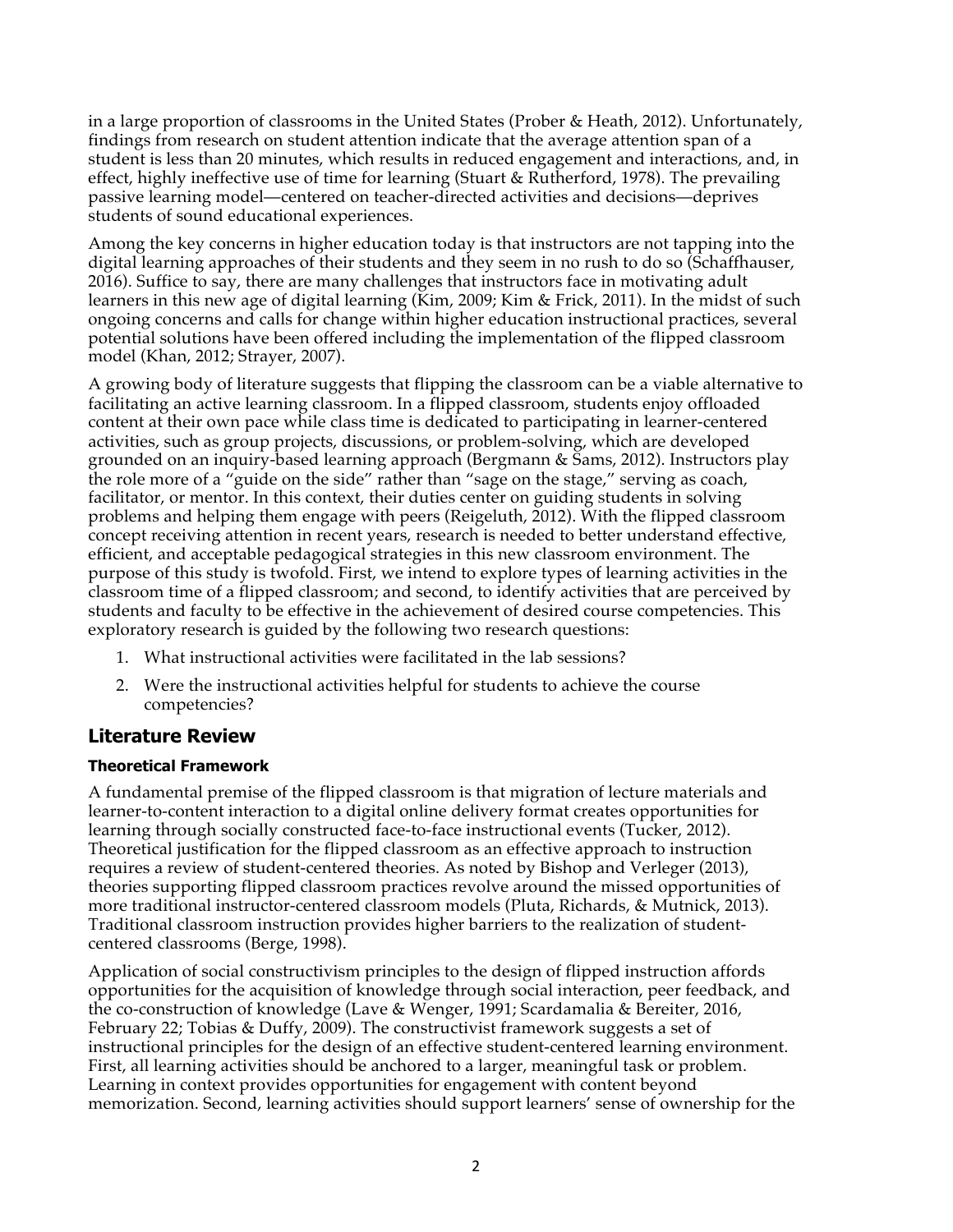in a large proportion of classrooms in the United States (Prober & Heath, 2012). Unfortunately, findings from research on student attention indicate that the average attention span of a student is less than 20 minutes, which results in reduced engagement and interactions, and, in effect, highly ineffective use of time for learning (Stuart & Rutherford, 1978). The prevailing passive learning model—centered on teacher-directed activities and decisions—deprives students of sound educational experiences.

Among the key concerns in higher education today is that instructors are not tapping into the digital learning approaches of their students and they seem in no rush to do so (Schaffhauser, 2016). Suffice to say, there are many challenges that instructors face in motivating adult learners in this new age of digital learning (Kim, 2009; Kim & Frick, 2011). In the midst of such ongoing concerns and calls for change within higher education instructional practices, several potential solutions have been offered including the implementation of the flipped classroom model (Khan, 2012; Strayer, 2007).

A growing body of literature suggests that flipping the classroom can be a viable alternative to facilitating an active learning classroom. In a flipped classroom, students enjoy offloaded content at their own pace while class time is dedicated to participating in learner-centered activities, such as group projects, discussions, or problem-solving, which are developed grounded on an inquiry-based learning approach (Bergmann & Sams, 2012). Instructors play the role more of a "guide on the side" rather than "sage on the stage," serving as coach, facilitator, or mentor. In this context, their duties center on guiding students in solving problems and helping them engage with peers (Reigeluth, 2012). With the flipped classroom concept receiving attention in recent years, research is needed to better understand effective, efficient, and acceptable pedagogical strategies in this new classroom environment. The purpose of this study is twofold. First, we intend to explore types of learning activities in the classroom time of a flipped classroom; and second, to identify activities that are perceived by students and faculty to be effective in the achievement of desired course competencies. This exploratory research is guided by the following two research questions:

1. What instructional activities were facilitated in the lab sessions?
2. Were the instructional activities helpful for students to achieve the course competencies?

## Literature Review

### Theoretical Framework

A fundamental premise of the flipped classroom is that migration of lecture materials and learner-to-content interaction to a digital online delivery format creates opportunities for learning through socially constructed face-to-face instructional events (Tucker, 2012). Theoretical justification for the flipped classroom as an effective approach to instruction requires a review of student-centered theories. As noted by Bishop and Verleger (2013), theories supporting flipped classroom practices revolve around the missed opportunities of more traditional instructor-centered classroom models (Pluta, Richards, & Mutnick, 2013). Traditional classroom instruction provides higher barriers to the realization of student-centered classrooms (Berge, 1998).

Application of social constructivism principles to the design of flipped instruction affords opportunities for the acquisition of knowledge through social interaction, peer feedback, and the co-construction of knowledge (Lave & Wenger, 1991; Scardamalia & Bereiter, 2016, February 22; Tobias & Duffy, 2009). The constructivist framework suggests a set of instructional principles for the design of an effective student-centered learning environment. First, all learning activities should be anchored to a larger, meaningful task or problem. Learning in context provides opportunities for engagement with content beyond memorization. Second, learning activities should support learners' sense of ownership for the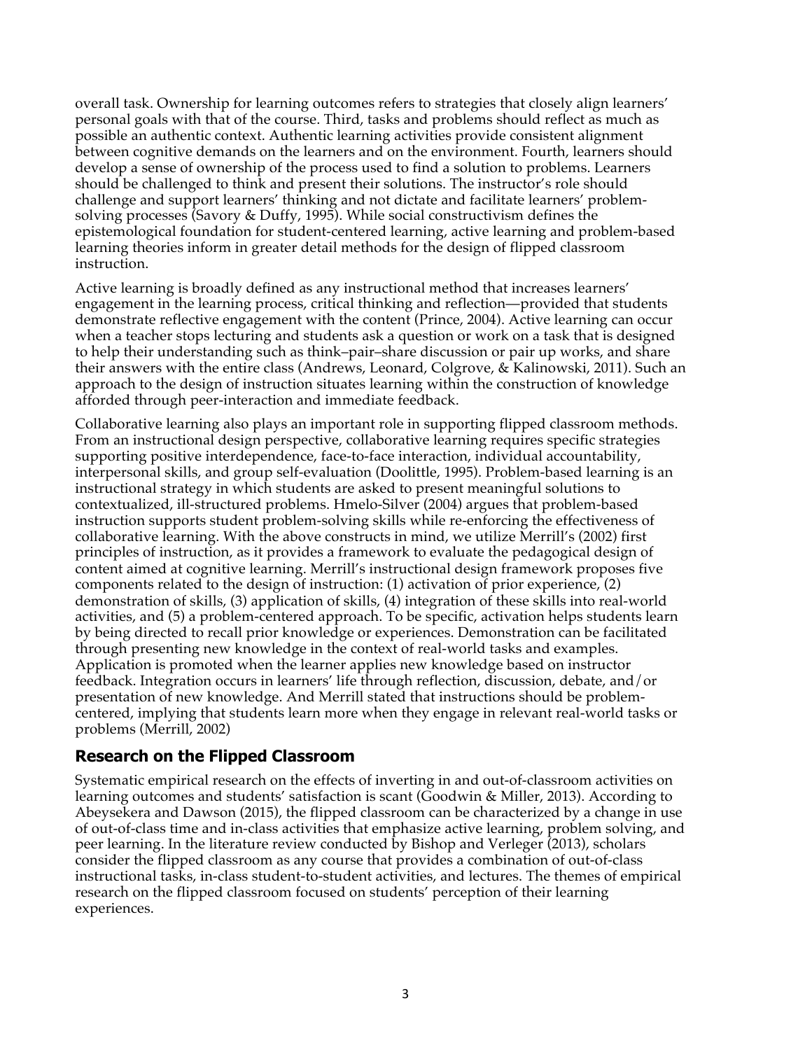overall task. Ownership for learning outcomes refers to strategies that closely align learners' personal goals with that of the course. Third, tasks and problems should reflect as much as possible an authentic context. Authentic learning activities provide consistent alignment between cognitive demands on the learners and on the environment. Fourth, learners should develop a sense of ownership of the process used to find a solution to problems. Learners should be challenged to think and present their solutions. The instructor's role should challenge and support learners' thinking and not dictate and facilitate learners' problem-solving processes (Savory & Duffy, 1995). While social constructivism defines the epistemological foundation for student-centered learning, active learning and problem-based learning theories inform in greater detail methods for the design of flipped classroom instruction.

Active learning is broadly defined as any instructional method that increases learners' engagement in the learning process, critical thinking and reflection—provided that students demonstrate reflective engagement with the content (Prince, 2004). Active learning can occur when a teacher stops lecturing and students ask a question or work on a task that is designed to help their understanding such as think–pair–share discussion or pair up works, and share their answers with the entire class (Andrews, Leonard, Colgrove, & Kalinowski, 2011). Such an approach to the design of instruction situates learning within the construction of knowledge afforded through peer-interaction and immediate feedback.

Collaborative learning also plays an important role in supporting flipped classroom methods. From an instructional design perspective, collaborative learning requires specific strategies supporting positive interdependence, face-to-face interaction, individual accountability, interpersonal skills, and group self-evaluation (Doolittle, 1995). Problem-based learning is an instructional strategy in which students are asked to present meaningful solutions to contextualized, ill-structured problems. Hmelo-Silver (2004) argues that problem-based instruction supports student problem-solving skills while re-enforcing the effectiveness of collaborative learning. With the above constructs in mind, we utilize Merrill's (2002) first principles of instruction, as it provides a framework to evaluate the pedagogical design of content aimed at cognitive learning. Merrill's instructional design framework proposes five components related to the design of instruction: (1) activation of prior experience, (2) demonstration of skills, (3) application of skills, (4) integration of these skills into real-world activities, and (5) a problem-centered approach. To be specific, activation helps students learn by being directed to recall prior knowledge or experiences. Demonstration can be facilitated through presenting new knowledge in the context of real-world tasks and examples. Application is promoted when the learner applies new knowledge based on instructor feedback. Integration occurs in learners' life through reflection, discussion, debate, and/or presentation of new knowledge. And Merrill stated that instructions should be problem-centered, implying that students learn more when they engage in relevant real-world tasks or problems (Merrill, 2002)

## Research on the Flipped Classroom

Systematic empirical research on the effects of inverting in and out-of-classroom activities on learning outcomes and students' satisfaction is scant (Goodwin & Miller, 2013). According to Abeysekera and Dawson (2015), the flipped classroom can be characterized by a change in use of out-of-class time and in-class activities that emphasize active learning, problem solving, and peer learning. In the literature review conducted by Bishop and Verleger (2013), scholars consider the flipped classroom as any course that provides a combination of out-of-class instructional tasks, in-class student-to-student activities, and lectures. The themes of empirical research on the flipped classroom focused on students' perception of their learning experiences.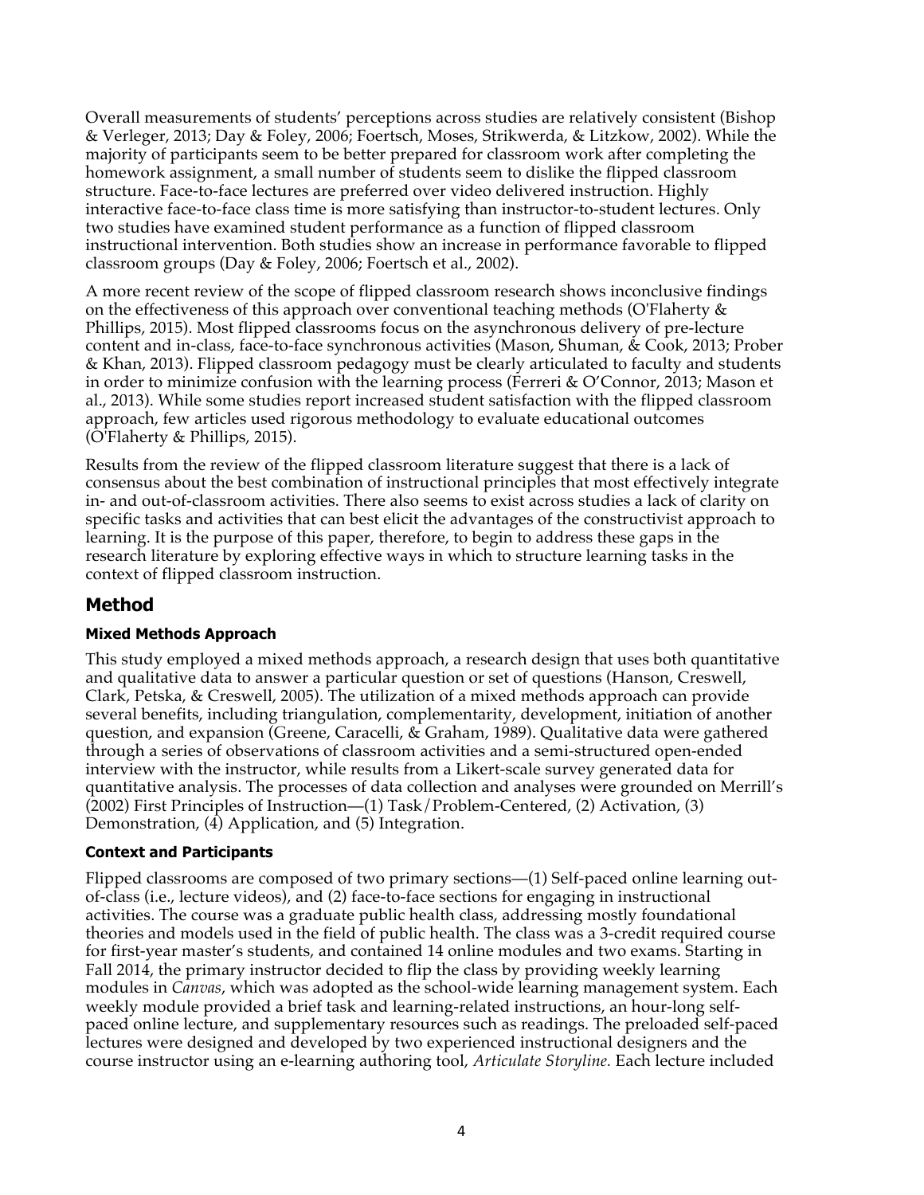Overall measurements of students' perceptions across studies are relatively consistent (Bishop & Verleger, 2013; Day & Foley, 2006; Foertsch, Moses, Strikwerda, & Litzkow, 2002). While the majority of participants seem to be better prepared for classroom work after completing the homework assignment, a small number of students seem to dislike the flipped classroom structure. Face-to-face lectures are preferred over video delivered instruction. Highly interactive face-to-face class time is more satisfying than instructor-to-student lectures. Only two studies have examined student performance as a function of flipped classroom instructional intervention. Both studies show an increase in performance favorable to flipped classroom groups (Day & Foley, 2006; Foertsch et al., 2002).

A more recent review of the scope of flipped classroom research shows inconclusive findings on the effectiveness of this approach over conventional teaching methods (O'Flaherty & Phillips, 2015). Most flipped classrooms focus on the asynchronous delivery of pre-lecture content and in-class, face-to-face synchronous activities (Mason, Shuman, & Cook, 2013; Prober & Khan, 2013). Flipped classroom pedagogy must be clearly articulated to faculty and students in order to minimize confusion with the learning process (Ferreri & O'Connor, 2013; Mason et al., 2013). While some studies report increased student satisfaction with the flipped classroom approach, few articles used rigorous methodology to evaluate educational outcomes (O'Flaherty & Phillips, 2015).

Results from the review of the flipped classroom literature suggest that there is a lack of consensus about the best combination of instructional principles that most effectively integrate in- and out-of-classroom activities. There also seems to exist across studies a lack of clarity on specific tasks and activities that can best elicit the advantages of the constructivist approach to learning. It is the purpose of this paper, therefore, to begin to address these gaps in the research literature by exploring effective ways in which to structure learning tasks in the context of flipped classroom instruction.

## Method

### Mixed Methods Approach

This study employed a mixed methods approach, a research design that uses both quantitative and qualitative data to answer a particular question or set of questions (Hanson, Creswell, Clark, Petska, & Creswell, 2005). The utilization of a mixed methods approach can provide several benefits, including triangulation, complementarity, development, initiation of another question, and expansion (Greene, Caracelli, & Graham, 1989). Qualitative data were gathered through a series of observations of classroom activities and a semi-structured open-ended interview with the instructor, while results from a Likert-scale survey generated data for quantitative analysis. The processes of data collection and analyses were grounded on Merrill's (2002) First Principles of Instruction—(1) Task/Problem-Centered, (2) Activation, (3) Demonstration, (4) Application, and (5) Integration.

### Context and Participants

Flipped classrooms are composed of two primary sections—(1) Self-paced online learning out-of-class (i.e., lecture videos), and (2) face-to-face sections for engaging in instructional activities. The course was a graduate public health class, addressing mostly foundational theories and models used in the field of public health. The class was a 3-credit required course for first-year master's students, and contained 14 online modules and two exams. Starting in Fall 2014, the primary instructor decided to flip the class by providing weekly learning modules in *Canvas*, which was adopted as the school-wide learning management system. Each weekly module provided a brief task and learning-related instructions, an hour-long self-paced online lecture, and supplementary resources such as readings. The preloaded self-paced lectures were designed and developed by two experienced instructional designers and the course instructor using an e-learning authoring tool, *Articulate Storyline.* Each lecture included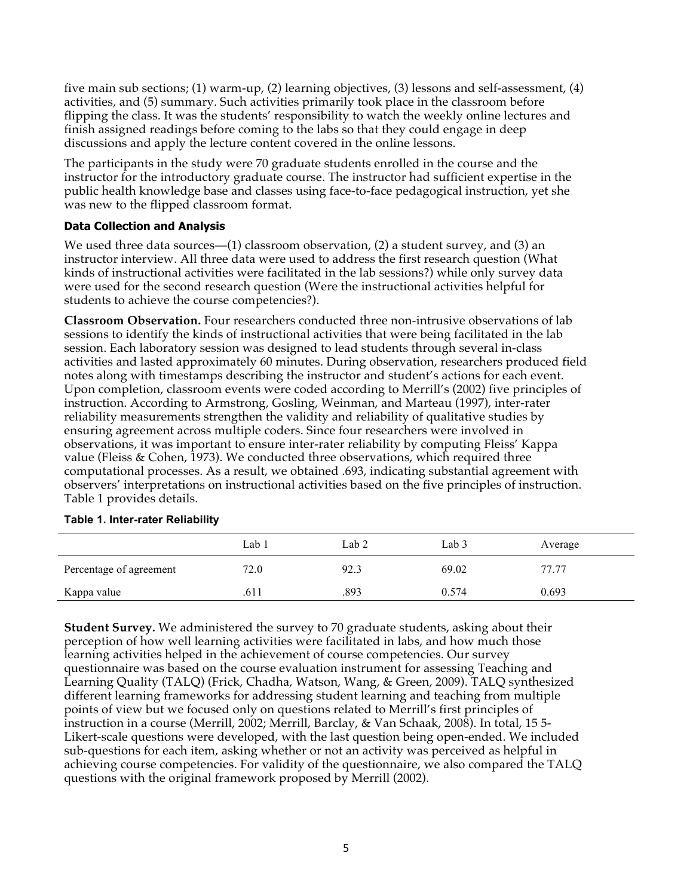five main sub sections; (1) warm-up, (2) learning objectives, (3) lessons and self-assessment, (4) activities, and (5) summary. Such activities primarily took place in the classroom before flipping the class. It was the students' responsibility to watch the weekly online lectures and finish assigned readings before coming to the labs so that they could engage in deep discussions and apply the lecture content covered in the online lessons.

The participants in the study were 70 graduate students enrolled in the course and the instructor for the introductory graduate course. The instructor had sufficient expertise in the public health knowledge base and classes using face-to-face pedagogical instruction, yet she was new to the flipped classroom format.

### Data Collection and Analysis

We used three data sources—(1) classroom observation, (2) a student survey, and (3) an instructor interview. All three data were used to address the first research question (What kinds of instructional activities were facilitated in the lab sessions?) while only survey data were used for the second research question (Were the instructional activities helpful for students to achieve the course competencies?).

**Classroom Observation.** Four researchers conducted three non-intrusive observations of lab sessions to identify the kinds of instructional activities that were being facilitated in the lab session. Each laboratory session was designed to lead students through several in-class activities and lasted approximately 60 minutes. During observation, researchers produced field notes along with timestamps describing the instructor and student's actions for each event. Upon completion, classroom events were coded according to Merrill's (2002) five principles of instruction. According to Armstrong, Gosling, Weinman, and Marteau (1997), inter-rater reliability measurements strengthen the validity and reliability of qualitative studies by ensuring agreement across multiple coders. Since four researchers were involved in observations, it was important to ensure inter-rater reliability by computing Fleiss' Kappa value (Fleiss & Cohen, 1973). We conducted three observations, which required three computational processes. As a result, we obtained .693, indicating substantial agreement with observers' interpretations on instructional activities based on the five principles of instruction. Table 1 provides details.

**Table 1. Inter-rater Reliability**

| | Lab 1 | Lab 2 | Lab 3 | Average |
|---|---|---|---|---|
| Percentage of agreement | 72.0 | 92.3 | 69.02 | 77.77 |
| Kappa value | .611 | .893 | 0.574 | 0.693 |

**Student Survey.** We administered the survey to 70 graduate students, asking about their perception of how well learning activities were facilitated in labs, and how much those learning activities helped in the achievement of course competencies. Our survey questionnaire was based on the course evaluation instrument for assessing Teaching and Learning Quality (TALQ) (Frick, Chadha, Watson, Wang, & Green, 2009). TALQ synthesized different learning frameworks for addressing student learning and teaching from multiple points of view but we focused only on questions related to Merrill's first principles of instruction in a course (Merrill, 2002; Merrill, Barclay, & Van Schaak, 2008). In total, 15 5-Likert-scale questions were developed, with the last question being open-ended. We included sub-questions for each item, asking whether or not an activity was perceived as helpful in achieving course competencies. For validity of the questionnaire, we also compared the TALQ questions with the original framework proposed by Merrill (2002).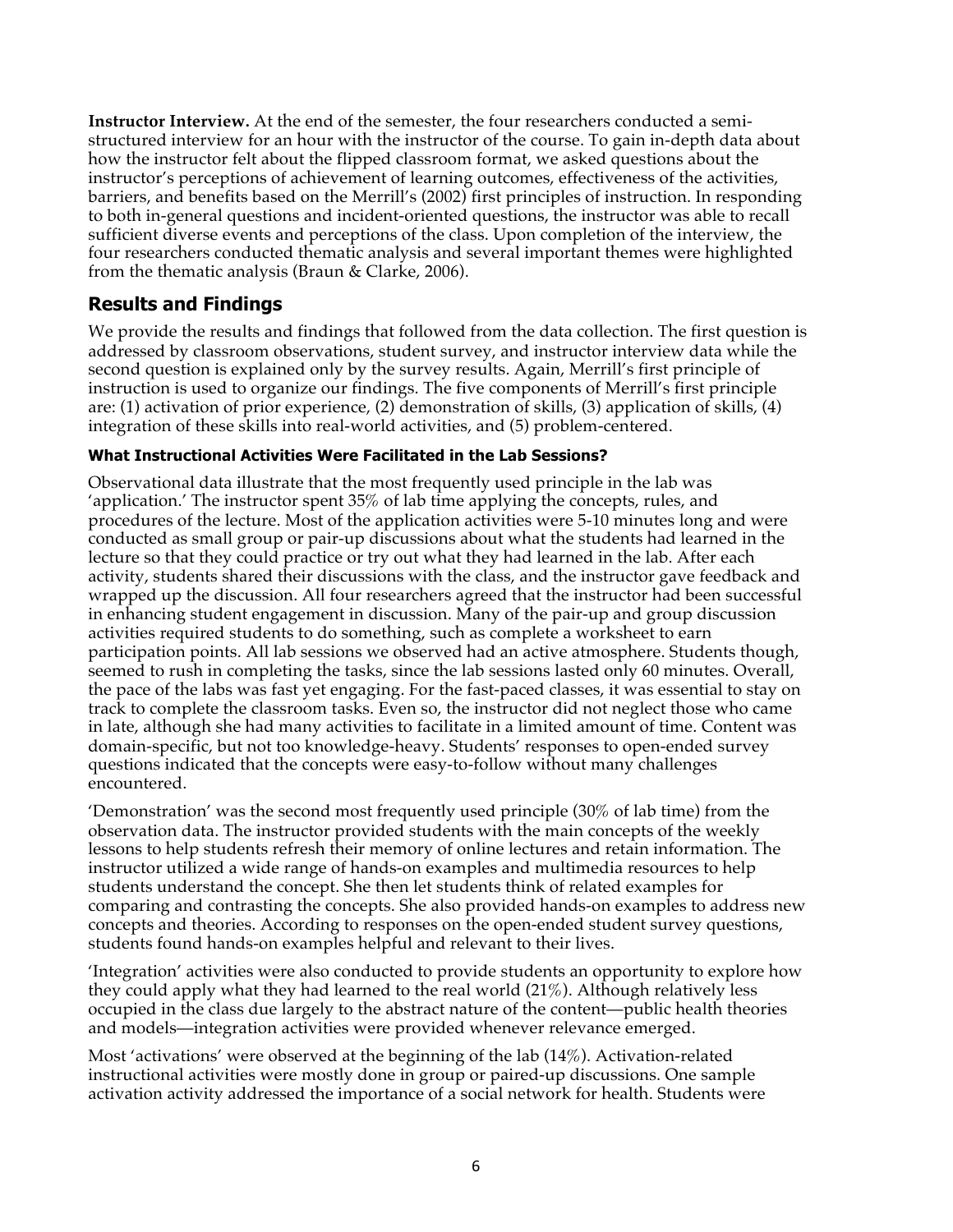**Instructor Interview.** At the end of the semester, the four researchers conducted a semi-structured interview for an hour with the instructor of the course. To gain in-depth data about how the instructor felt about the flipped classroom format, we asked questions about the instructor's perceptions of achievement of learning outcomes, effectiveness of the activities, barriers, and benefits based on the Merrill's (2002) first principles of instruction. In responding to both in-general questions and incident-oriented questions, the instructor was able to recall sufficient diverse events and perceptions of the class. Upon completion of the interview, the four researchers conducted thematic analysis and several important themes were highlighted from the thematic analysis (Braun & Clarke, 2006).

## Results and Findings

We provide the results and findings that followed from the data collection. The first question is addressed by classroom observations, student survey, and instructor interview data while the second question is explained only by the survey results. Again, Merrill's first principle of instruction is used to organize our findings. The five components of Merrill's first principle are: (1) activation of prior experience, (2) demonstration of skills, (3) application of skills, (4) integration of these skills into real-world activities, and (5) problem-centered.

### What Instructional Activities Were Facilitated in the Lab Sessions?

Observational data illustrate that the most frequently used principle in the lab was 'application.' The instructor spent 35% of lab time applying the concepts, rules, and procedures of the lecture. Most of the application activities were 5-10 minutes long and were conducted as small group or pair-up discussions about what the students had learned in the lecture so that they could practice or try out what they had learned in the lab. After each activity, students shared their discussions with the class, and the instructor gave feedback and wrapped up the discussion. All four researchers agreed that the instructor had been successful in enhancing student engagement in discussion. Many of the pair-up and group discussion activities required students to do something, such as complete a worksheet to earn participation points. All lab sessions we observed had an active atmosphere. Students though, seemed to rush in completing the tasks, since the lab sessions lasted only 60 minutes. Overall, the pace of the labs was fast yet engaging. For the fast-paced classes, it was essential to stay on track to complete the classroom tasks. Even so, the instructor did not neglect those who came in late, although she had many activities to facilitate in a limited amount of time. Content was domain-specific, but not too knowledge-heavy. Students' responses to open-ended survey questions indicated that the concepts were easy-to-follow without many challenges encountered.

'Demonstration' was the second most frequently used principle (30% of lab time) from the observation data. The instructor provided students with the main concepts of the weekly lessons to help students refresh their memory of online lectures and retain information. The instructor utilized a wide range of hands-on examples and multimedia resources to help students understand the concept. She then let students think of related examples for comparing and contrasting the concepts. She also provided hands-on examples to address new concepts and theories. According to responses on the open-ended student survey questions, students found hands-on examples helpful and relevant to their lives.

'Integration' activities were also conducted to provide students an opportunity to explore how they could apply what they had learned to the real world (21%). Although relatively less occupied in the class due largely to the abstract nature of the content—public health theories and models—integration activities were provided whenever relevance emerged.

Most 'activations' were observed at the beginning of the lab (14%). Activation-related instructional activities were mostly done in group or paired-up discussions. One sample activation activity addressed the importance of a social network for health. Students were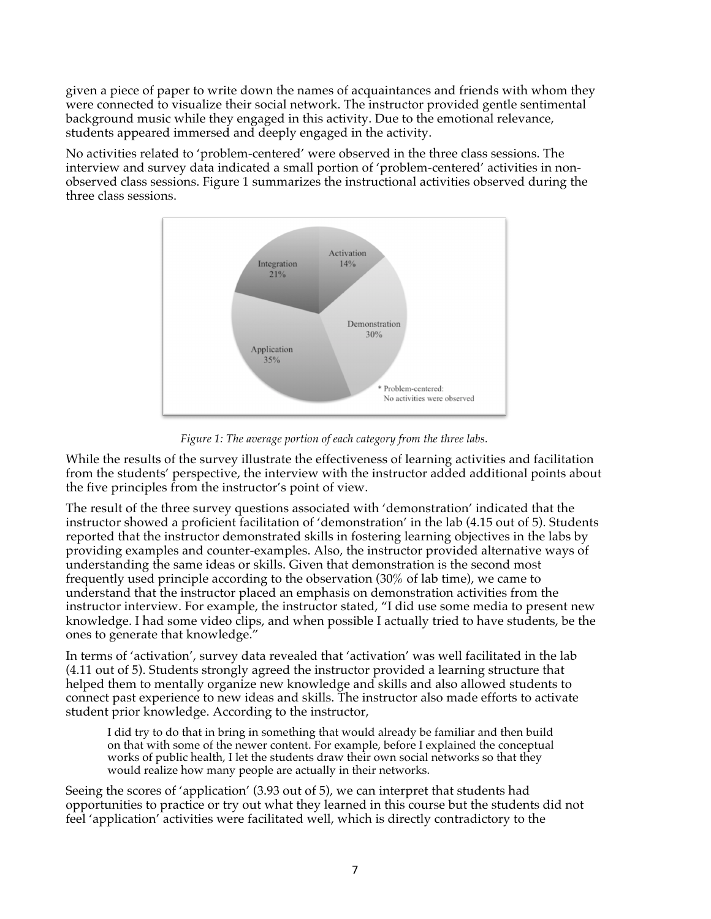given a piece of paper to write down the names of acquaintances and friends with whom they were connected to visualize their social network. The instructor provided gentle sentimental background music while they engaged in this activity. Due to the emotional relevance, students appeared immersed and deeply engaged in the activity.

No activities related to 'problem-centered' were observed in the three class sessions. The interview and survey data indicated a small portion of 'problem-centered' activities in non-observed class sessions. Figure 1 summarizes the instructional activities observed during the three class sessions.

*Figure 1: The average portion of each category from the three labs.*

While the results of the survey illustrate the effectiveness of learning activities and facilitation from the students' perspective, the interview with the instructor added additional points about the five principles from the instructor's point of view.

The result of the three survey questions associated with 'demonstration' indicated that the instructor showed a proficient facilitation of 'demonstration' in the lab (4.15 out of 5). Students reported that the instructor demonstrated skills in fostering learning objectives in the labs by providing examples and counter-examples. Also, the instructor provided alternative ways of understanding the same ideas or skills. Given that demonstration is the second most frequently used principle according to the observation (30% of lab time), we came to understand that the instructor placed an emphasis on demonstration activities from the instructor interview. For example, the instructor stated, "I did use some media to present new knowledge. I had some video clips, and when possible I actually tried to have students, be the ones to generate that knowledge."

In terms of 'activation', survey data revealed that 'activation' was well facilitated in the lab (4.11 out of 5). Students strongly agreed the instructor provided a learning structure that helped them to mentally organize new knowledge and skills and also allowed students to connect past experience to new ideas and skills. The instructor also made efforts to activate student prior knowledge. According to the instructor,

> I did try to do that in bring in something that would already be familiar and then build on that with some of the newer content. For example, before I explained the conceptual works of public health, I let the students draw their own social networks so that they would realize how many people are actually in their networks.

Seeing the scores of 'application' (3.93 out of 5), we can interpret that students had opportunities to practice or try out what they learned in this course but the students did not feel 'application' activities were facilitated well, which is directly contradictory to the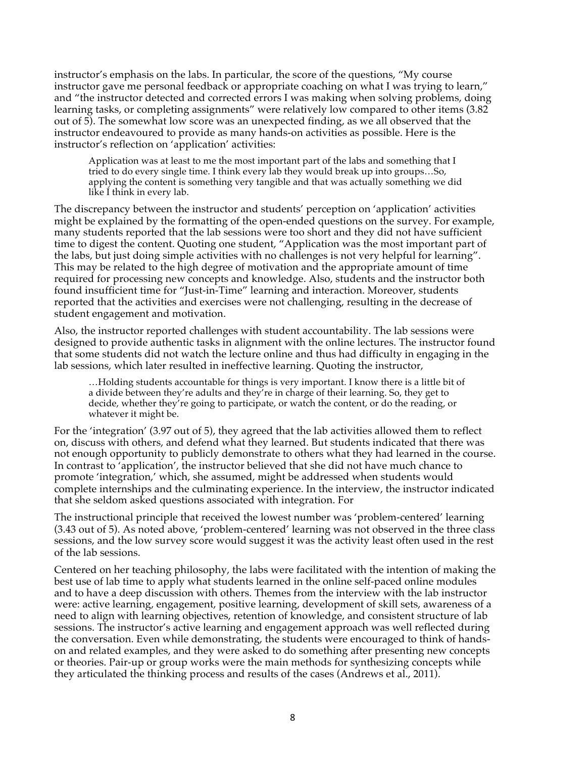instructor's emphasis on the labs. In particular, the score of the questions, "My course instructor gave me personal feedback or appropriate coaching on what I was trying to learn," and "the instructor detected and corrected errors I was making when solving problems, doing learning tasks, or completing assignments" were relatively low compared to other items (3.82 out of 5). The somewhat low score was an unexpected finding, as we all observed that the instructor endeavoured to provide as many hands-on activities as possible. Here is the instructor's reflection on 'application' activities:

> Application was at least to me the most important part of the labs and something that I tried to do every single time. I think every lab they would break up into groups…So, applying the content is something very tangible and that was actually something we did like I think in every lab.

The discrepancy between the instructor and students' perception on 'application' activities might be explained by the formatting of the open-ended questions on the survey. For example, many students reported that the lab sessions were too short and they did not have sufficient time to digest the content. Quoting one student, "Application was the most important part of the labs, but just doing simple activities with no challenges is not very helpful for learning". This may be related to the high degree of motivation and the appropriate amount of time required for processing new concepts and knowledge. Also, students and the instructor both found insufficient time for "Just-in-Time" learning and interaction. Moreover, students reported that the activities and exercises were not challenging, resulting in the decrease of student engagement and motivation.

Also, the instructor reported challenges with student accountability. The lab sessions were designed to provide authentic tasks in alignment with the online lectures. The instructor found that some students did not watch the lecture online and thus had difficulty in engaging in the lab sessions, which later resulted in ineffective learning. Quoting the instructor,

> …Holding students accountable for things is very important. I know there is a little bit of a divide between they're adults and they're in charge of their learning. So, they get to decide, whether they're going to participate, or watch the content, or do the reading, or whatever it might be.

For the 'integration' (3.97 out of 5), they agreed that the lab activities allowed them to reflect on, discuss with others, and defend what they learned. But students indicated that there was not enough opportunity to publicly demonstrate to others what they had learned in the course. In contrast to 'application', the instructor believed that she did not have much chance to promote 'integration,' which, she assumed, might be addressed when students would complete internships and the culminating experience. In the interview, the instructor indicated that she seldom asked questions associated with integration. For

The instructional principle that received the lowest number was 'problem-centered' learning (3.43 out of 5). As noted above, 'problem-centered' learning was not observed in the three class sessions, and the low survey score would suggest it was the activity least often used in the rest of the lab sessions.

Centered on her teaching philosophy, the labs were facilitated with the intention of making the best use of lab time to apply what students learned in the online self-paced online modules and to have a deep discussion with others. Themes from the interview with the lab instructor were: active learning, engagement, positive learning, development of skill sets, awareness of a need to align with learning objectives, retention of knowledge, and consistent structure of lab sessions. The instructor's active learning and engagement approach was well reflected during the conversation. Even while demonstrating, the students were encouraged to think of hands-on and related examples, and they were asked to do something after presenting new concepts or theories. Pair-up or group works were the main methods for synthesizing concepts while they articulated the thinking process and results of the cases (Andrews et al., 2011).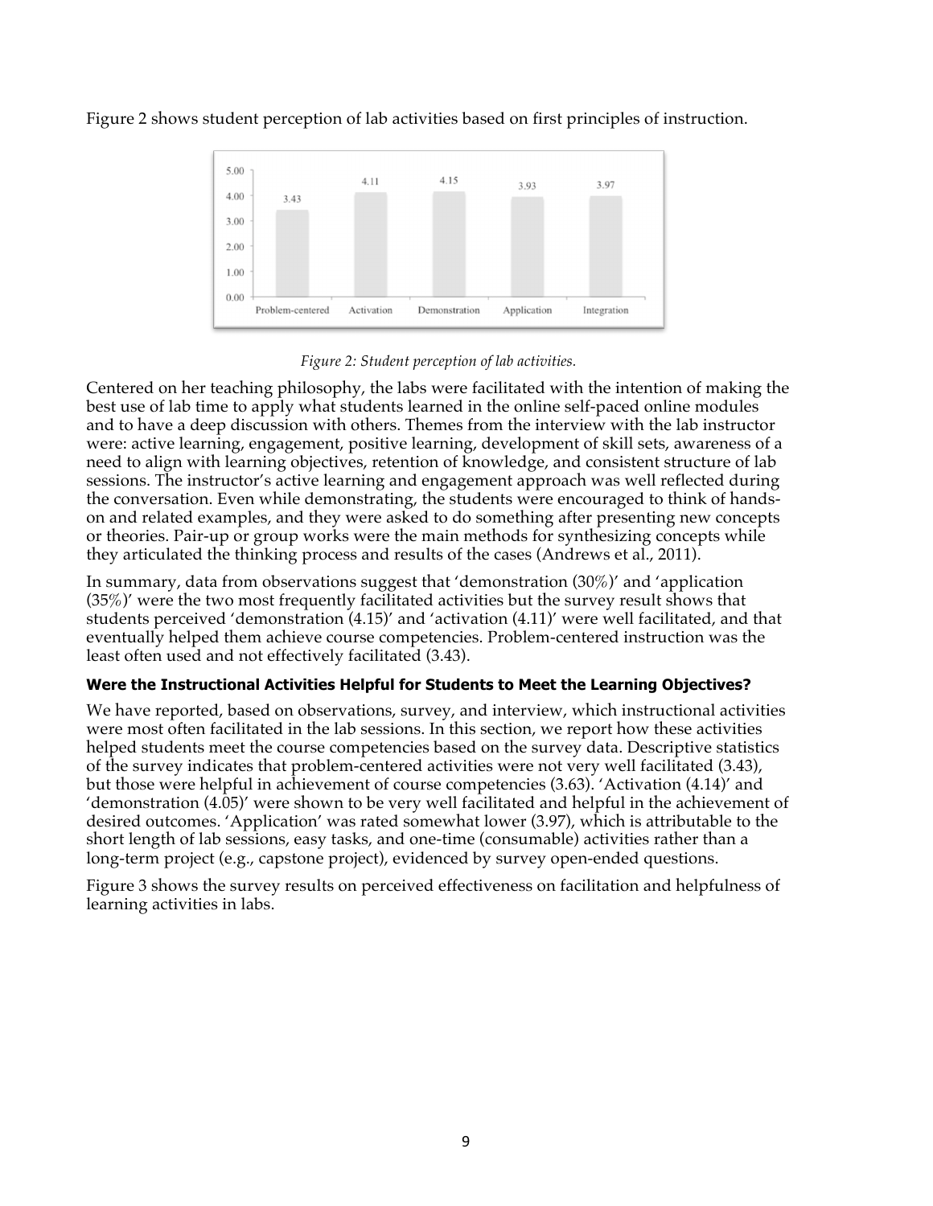Figure 2 shows student perception of lab activities based on first principles of instruction.

*Figure 2: Student perception of lab activities.*

Centered on her teaching philosophy, the labs were facilitated with the intention of making the best use of lab time to apply what students learned in the online self-paced online modules and to have a deep discussion with others. Themes from the interview with the lab instructor were: active learning, engagement, positive learning, development of skill sets, awareness of a need to align with learning objectives, retention of knowledge, and consistent structure of lab sessions. The instructor's active learning and engagement approach was well reflected during the conversation. Even while demonstrating, the students were encouraged to think of hands-on and related examples, and they were asked to do something after presenting new concepts or theories. Pair-up or group works were the main methods for synthesizing concepts while they articulated the thinking process and results of the cases (Andrews et al., 2011).

In summary, data from observations suggest that 'demonstration (30%)' and 'application (35%)' were the two most frequently facilitated activities but the survey result shows that students perceived 'demonstration (4.15)' and 'activation (4.11)' were well facilitated, and that eventually helped them achieve course competencies. Problem-centered instruction was the least often used and not effectively facilitated (3.43).

### Were the Instructional Activities Helpful for Students to Meet the Learning Objectives?

We have reported, based on observations, survey, and interview, which instructional activities were most often facilitated in the lab sessions. In this section, we report how these activities helped students meet the course competencies based on the survey data. Descriptive statistics of the survey indicates that problem-centered activities were not very well facilitated (3.43), but those were helpful in achievement of course competencies (3.63). 'Activation (4.14)' and 'demonstration (4.05)' were shown to be very well facilitated and helpful in the achievement of desired outcomes. 'Application' was rated somewhat lower (3.97), which is attributable to the short length of lab sessions, easy tasks, and one-time (consumable) activities rather than a long-term project (e.g., capstone project), evidenced by survey open-ended questions.

Figure 3 shows the survey results on perceived effectiveness on facilitation and helpfulness of learning activities in labs.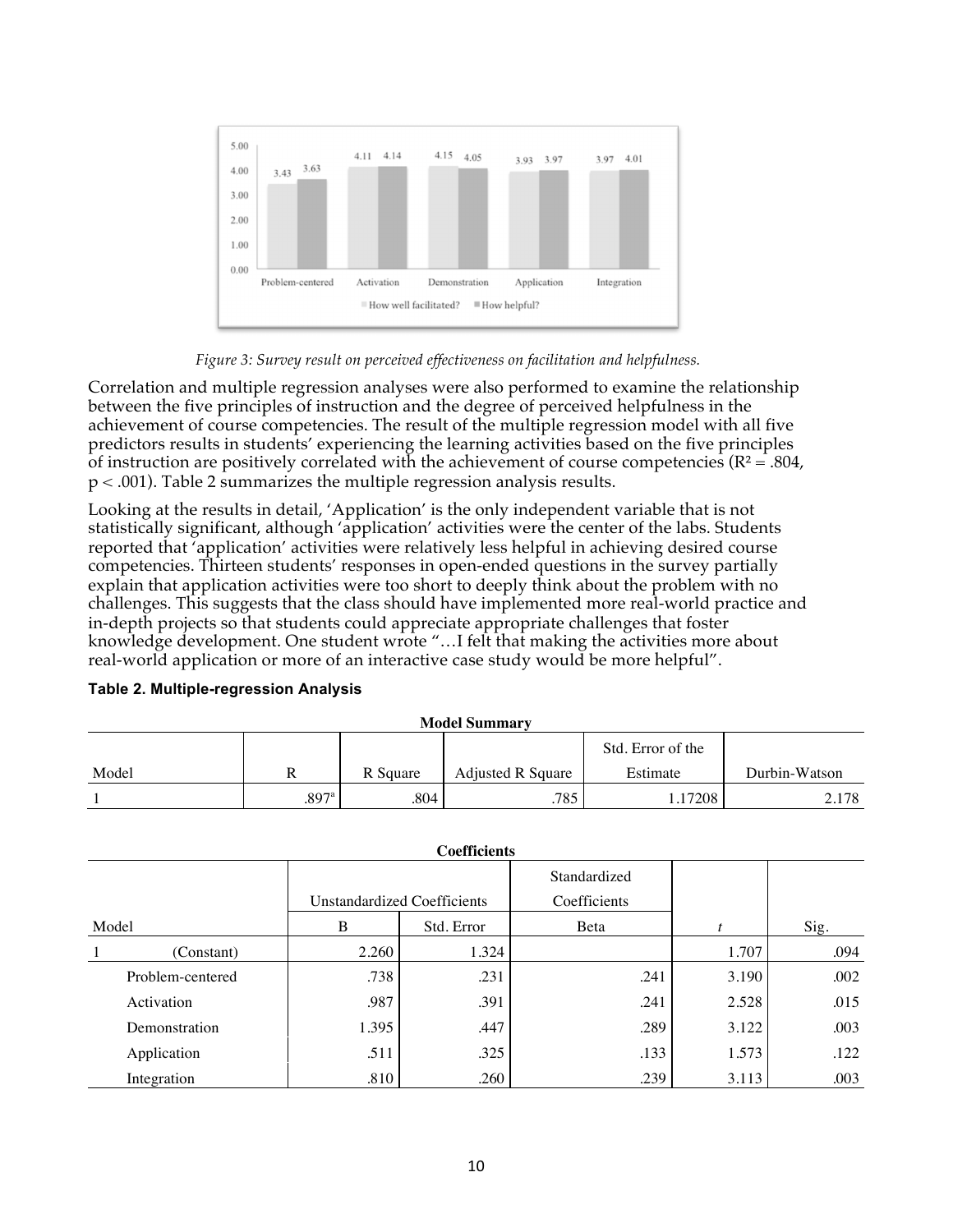*Figure 3: Survey result on perceived effectiveness on facilitation and helpfulness.*

Correlation and multiple regression analyses were also performed to examine the relationship between the five principles of instruction and the degree of perceived helpfulness in the achievement of course competencies. The result of the multiple regression model with all five predictors results in students' experiencing the learning activities based on the five principles of instruction are positively correlated with the achievement of course competencies ($R^2 = .804$, $p < .001$). Table 2 summarizes the multiple regression analysis results.

Looking at the results in detail, 'Application' is the only independent variable that is not statistically significant, although 'application' activities were the center of the labs. Students reported that 'application' activities were relatively less helpful in achieving desired course competencies. Thirteen students' responses in open-ended questions in the survey partially explain that application activities were too short to deeply think about the problem with no challenges. This suggests that the class should have implemented more real-world practice and in-depth projects so that students could appreciate appropriate challenges that foster knowledge development. One student wrote "…I felt that making the activities more about real-world application or more of an interactive case study would be more helpful".

**Table 2. Multiple-regression Analysis**

**Model Summary**

| Model | R | R Square | Adjusted R Square | Std. Error of the Estimate | Durbin-Watson |
|---|---|---|---|---|---|
| 1 | .897[a] | .804 | .785 | 1.17208 | 2.178 |

**Coefficients**

| Model | | Unstandardized Coefficients | | Standardized Coefficients | | |
|---|---|---|---|---|---|---|
| | | B | Std. Error | Beta | *t* | Sig. |
| 1 | (Constant) | 2.260 | 1.324 | | 1.707 | .094 |
| | Problem-centered | .738 | .231 | .241 | 3.190 | .002 |
| | Activation | .987 | .391 | .241 | 2.528 | .015 |
| | Demonstration | 1.395 | .447 | .289 | 3.122 | .003 |
| | Application | .511 | .325 | .133 | 1.573 | .122 |
| | Integration | .810 | .260 | .239 | 3.113 | .003 |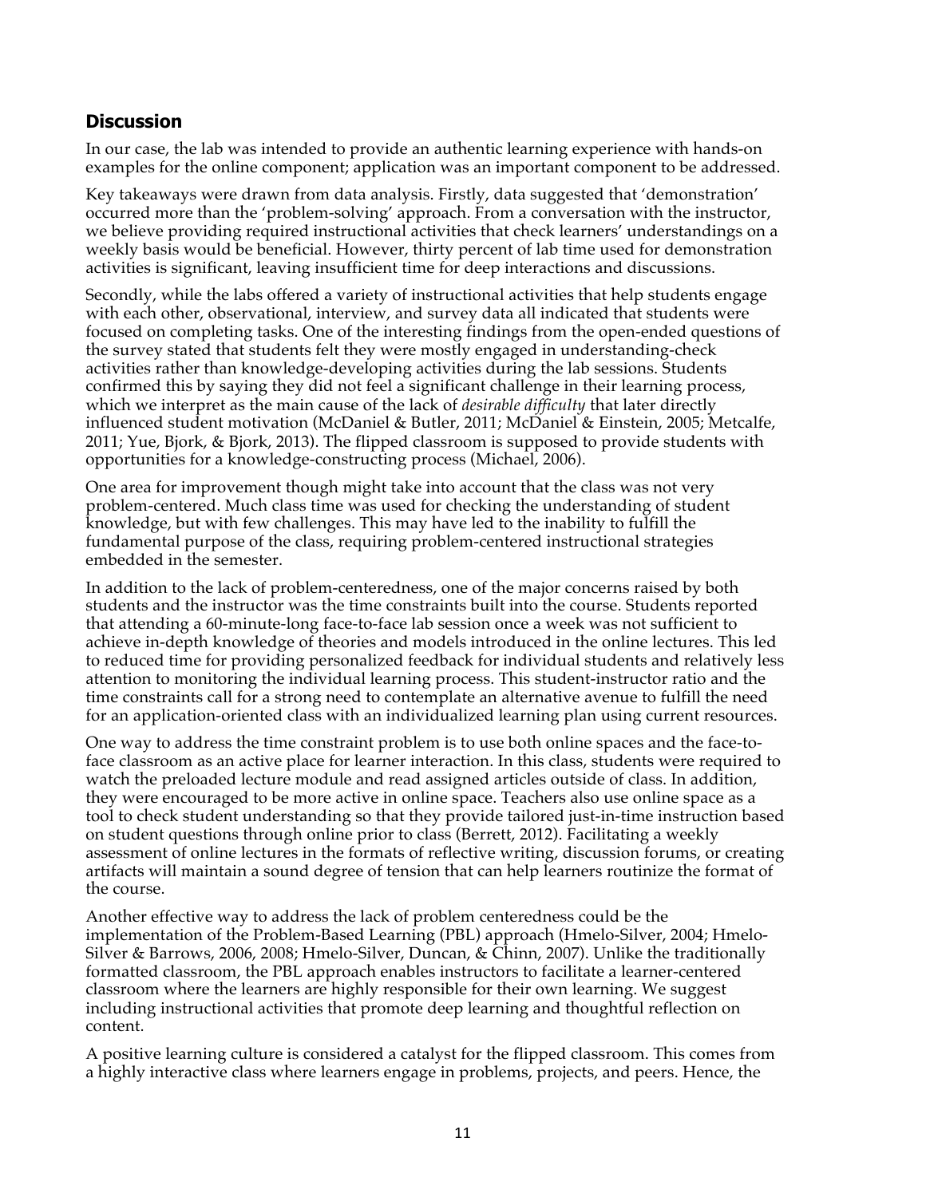## Discussion

In our case, the lab was intended to provide an authentic learning experience with hands-on examples for the online component; application was an important component to be addressed.

Key takeaways were drawn from data analysis. Firstly, data suggested that 'demonstration' occurred more than the 'problem-solving' approach. From a conversation with the instructor, we believe providing required instructional activities that check learners' understandings on a weekly basis would be beneficial. However, thirty percent of lab time used for demonstration activities is significant, leaving insufficient time for deep interactions and discussions.

Secondly, while the labs offered a variety of instructional activities that help students engage with each other, observational, interview, and survey data all indicated that students were focused on completing tasks. One of the interesting findings from the open-ended questions of the survey stated that students felt they were mostly engaged in understanding-check activities rather than knowledge-developing activities during the lab sessions. Students confirmed this by saying they did not feel a significant challenge in their learning process, which we interpret as the main cause of the lack of *desirable difficulty* that later directly influenced student motivation (McDaniel & Butler, 2011; McDaniel & Einstein, 2005; Metcalfe, 2011; Yue, Bjork, & Bjork, 2013). The flipped classroom is supposed to provide students with opportunities for a knowledge-constructing process (Michael, 2006).

One area for improvement though might take into account that the class was not very problem-centered. Much class time was used for checking the understanding of student knowledge, but with few challenges. This may have led to the inability to fulfill the fundamental purpose of the class, requiring problem-centered instructional strategies embedded in the semester.

In addition to the lack of problem-centeredness, one of the major concerns raised by both students and the instructor was the time constraints built into the course. Students reported that attending a 60-minute-long face-to-face lab session once a week was not sufficient to achieve in-depth knowledge of theories and models introduced in the online lectures. This led to reduced time for providing personalized feedback for individual students and relatively less attention to monitoring the individual learning process. This student-instructor ratio and the time constraints call for a strong need to contemplate an alternative avenue to fulfill the need for an application-oriented class with an individualized learning plan using current resources.

One way to address the time constraint problem is to use both online spaces and the face-to-face classroom as an active place for learner interaction. In this class, students were required to watch the preloaded lecture module and read assigned articles outside of class. In addition, they were encouraged to be more active in online space. Teachers also use online space as a tool to check student understanding so that they provide tailored just-in-time instruction based on student questions through online prior to class (Berrett, 2012). Facilitating a weekly assessment of online lectures in the formats of reflective writing, discussion forums, or creating artifacts will maintain a sound degree of tension that can help learners routinize the format of the course.

Another effective way to address the lack of problem centeredness could be the implementation of the Problem-Based Learning (PBL) approach (Hmelo-Silver, 2004; Hmelo-Silver & Barrows, 2006, 2008; Hmelo-Silver, Duncan, & Chinn, 2007). Unlike the traditionally formatted classroom, the PBL approach enables instructors to facilitate a learner-centered classroom where the learners are highly responsible for their own learning. We suggest including instructional activities that promote deep learning and thoughtful reflection on content.

A positive learning culture is considered a catalyst for the flipped classroom. This comes from a highly interactive class where learners engage in problems, projects, and peers. Hence, the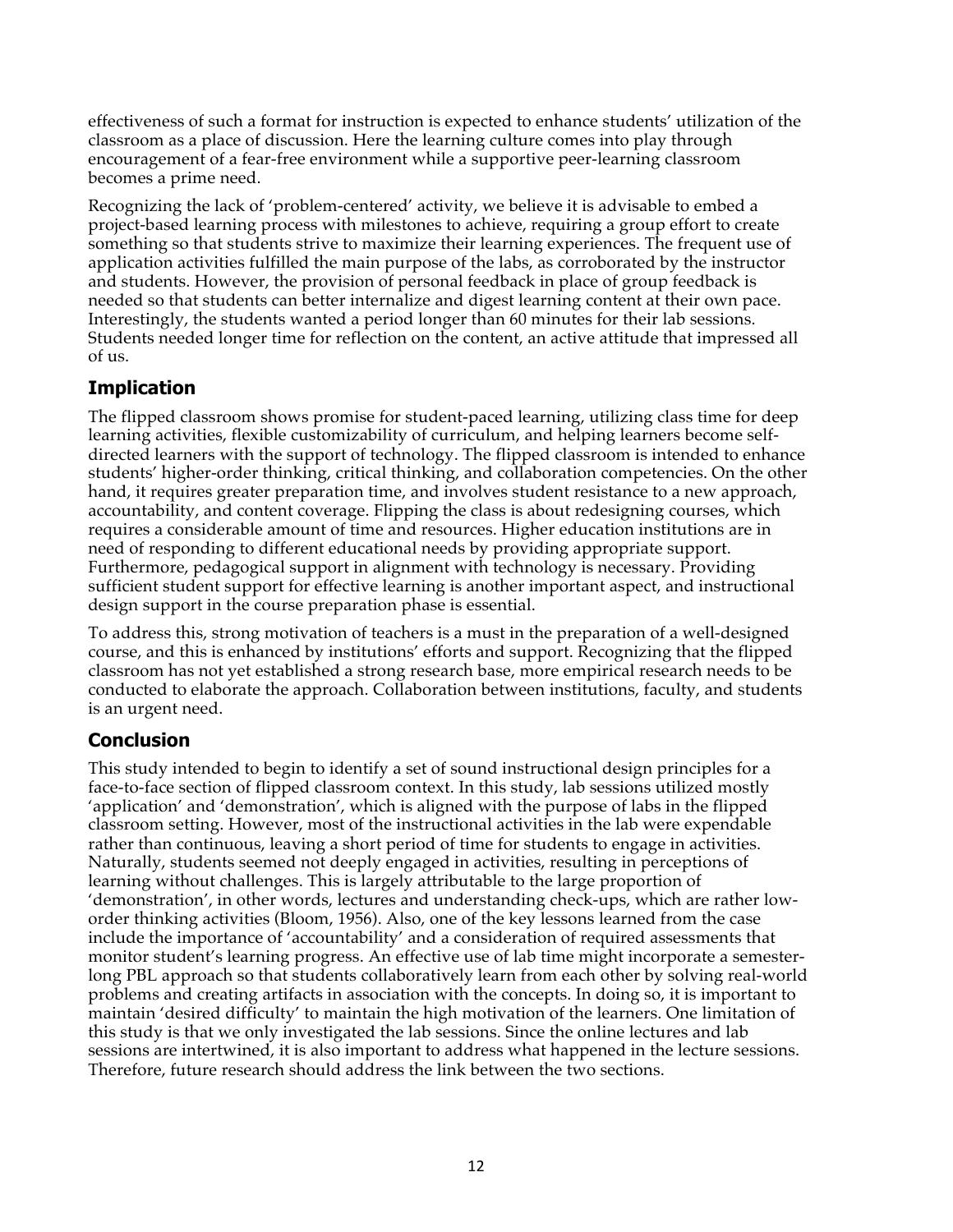effectiveness of such a format for instruction is expected to enhance students' utilization of the classroom as a place of discussion. Here the learning culture comes into play through encouragement of a fear-free environment while a supportive peer-learning classroom becomes a prime need.

Recognizing the lack of 'problem-centered' activity, we believe it is advisable to embed a project-based learning process with milestones to achieve, requiring a group effort to create something so that students strive to maximize their learning experiences. The frequent use of application activities fulfilled the main purpose of the labs, as corroborated by the instructor and students. However, the provision of personal feedback in place of group feedback is needed so that students can better internalize and digest learning content at their own pace. Interestingly, the students wanted a period longer than 60 minutes for their lab sessions. Students needed longer time for reflection on the content, an active attitude that impressed all of us.

## Implication

The flipped classroom shows promise for student-paced learning, utilizing class time for deep learning activities, flexible customizability of curriculum, and helping learners become self-directed learners with the support of technology. The flipped classroom is intended to enhance students' higher-order thinking, critical thinking, and collaboration competencies. On the other hand, it requires greater preparation time, and involves student resistance to a new approach, accountability, and content coverage. Flipping the class is about redesigning courses, which requires a considerable amount of time and resources. Higher education institutions are in need of responding to different educational needs by providing appropriate support. Furthermore, pedagogical support in alignment with technology is necessary. Providing sufficient student support for effective learning is another important aspect, and instructional design support in the course preparation phase is essential.

To address this, strong motivation of teachers is a must in the preparation of a well-designed course, and this is enhanced by institutions' efforts and support. Recognizing that the flipped classroom has not yet established a strong research base, more empirical research needs to be conducted to elaborate the approach. Collaboration between institutions, faculty, and students is an urgent need.

## Conclusion

This study intended to begin to identify a set of sound instructional design principles for a face-to-face section of flipped classroom context. In this study, lab sessions utilized mostly 'application' and 'demonstration', which is aligned with the purpose of labs in the flipped classroom setting. However, most of the instructional activities in the lab were expendable rather than continuous, leaving a short period of time for students to engage in activities. Naturally, students seemed not deeply engaged in activities, resulting in perceptions of learning without challenges. This is largely attributable to the large proportion of 'demonstration', in other words, lectures and understanding check-ups, which are rather low-order thinking activities (Bloom, 1956). Also, one of the key lessons learned from the case include the importance of 'accountability' and a consideration of required assessments that monitor student's learning progress. An effective use of lab time might incorporate a semester-long PBL approach so that students collaboratively learn from each other by solving real-world problems and creating artifacts in association with the concepts. In doing so, it is important to maintain 'desired difficulty' to maintain the high motivation of the learners. One limitation of this study is that we only investigated the lab sessions. Since the online lectures and lab sessions are intertwined, it is also important to address what happened in the lecture sessions. Therefore, future research should address the link between the two sections.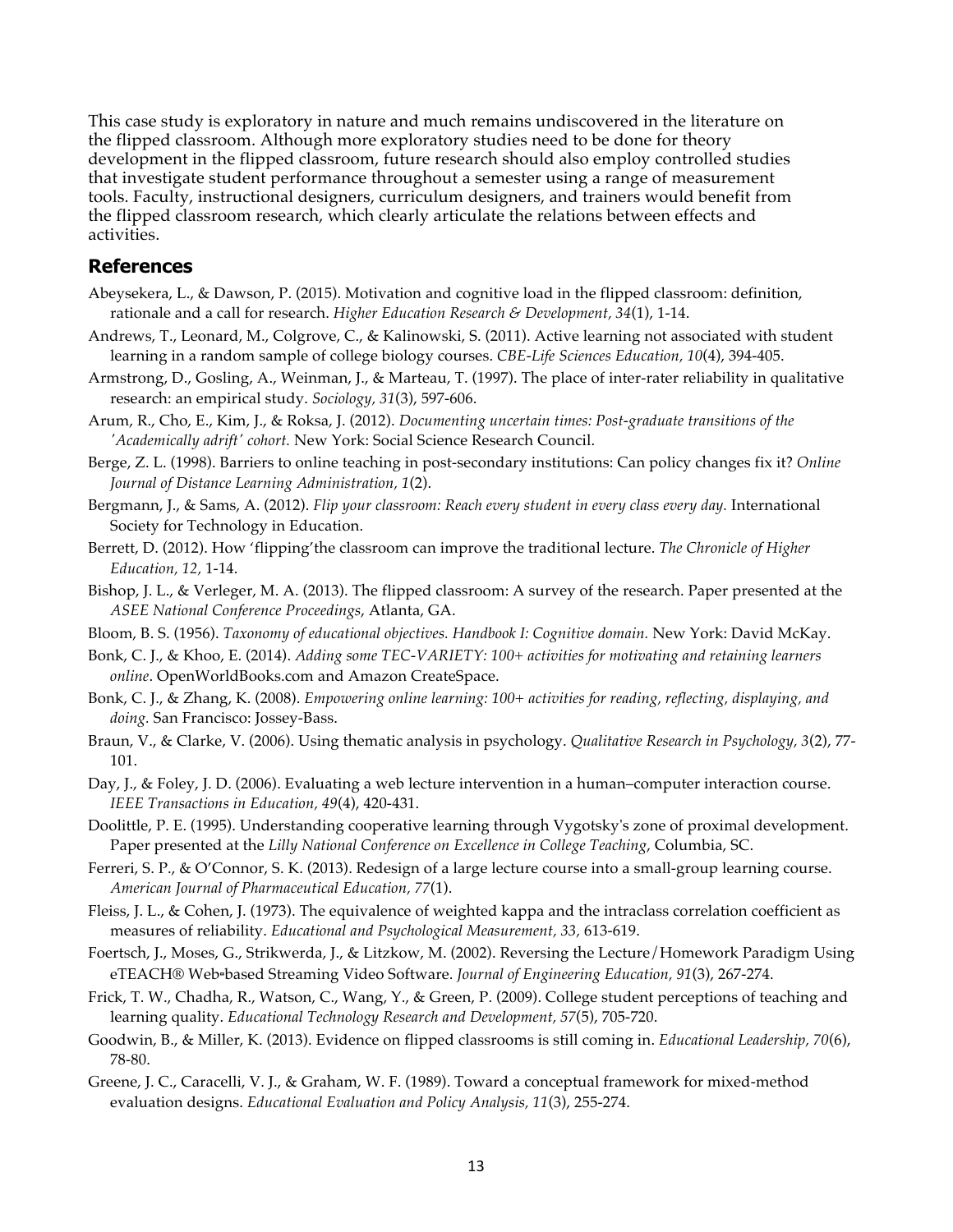This case study is exploratory in nature and much remains undiscovered in the literature on the flipped classroom. Although more exploratory studies need to be done for theory development in the flipped classroom, future research should also employ controlled studies that investigate student performance throughout a semester using a range of measurement tools. Faculty, instructional designers, curriculum designers, and trainers would benefit from the flipped classroom research, which clearly articulate the relations between effects and activities.

## References

Abeysekera, L., & Dawson, P. (2015). Motivation and cognitive load in the flipped classroom: definition, rationale and a call for research. *Higher Education Research & Development, 34*(1), 1-14.

Andrews, T., Leonard, M., Colgrove, C., & Kalinowski, S. (2011). Active learning not associated with student learning in a random sample of college biology courses. *CBE-Life Sciences Education, 10*(4), 394-405.

Armstrong, D., Gosling, A., Weinman, J., & Marteau, T. (1997). The place of inter-rater reliability in qualitative research: an empirical study. *Sociology, 31*(3), 597-606.

Arum, R., Cho, E., Kim, J., & Roksa, J. (2012). *Documenting uncertain times: Post-graduate transitions of the 'Academically adrift' cohort.* New York: Social Science Research Council.

Berge, Z. L. (1998). Barriers to online teaching in post-secondary institutions: Can policy changes fix it? *Online Journal of Distance Learning Administration, 1*(2).

Bergmann, J., & Sams, A. (2012). *Flip your classroom: Reach every student in every class every day.* International Society for Technology in Education.

Berrett, D. (2012). How 'flipping'the classroom can improve the traditional lecture. *The Chronicle of Higher Education, 12*, 1-14.

Bishop, J. L., & Verleger, M. A. (2013). The flipped classroom: A survey of the research. Paper presented at the *ASEE National Conference Proceedings*, Atlanta, GA.

Bloom, B. S. (1956). *Taxonomy of educational objectives. Handbook I: Cognitive domain.* New York: David McKay.

Bonk, C. J., & Khoo, E. (2014). *Adding some TEC-VARIETY: 100+ activities for motivating and retaining learners online*. OpenWorldBooks.com and Amazon CreateSpace.

Bonk, C. J., & Zhang, K. (2008). *Empowering online learning: 100+ activities for reading, reflecting, displaying, and doing.* San Francisco: Jossey-Bass.

Braun, V., & Clarke, V. (2006). Using thematic analysis in psychology. *Qualitative Research in Psychology, 3*(2), 77-101.

Day, J., & Foley, J. D. (2006). Evaluating a web lecture intervention in a human–computer interaction course. *IEEE Transactions in Education, 49*(4), 420-431.

Doolittle, P. E. (1995). Understanding cooperative learning through Vygotsky's zone of proximal development. Paper presented at the *Lilly National Conference on Excellence in College Teaching*, Columbia, SC.

Ferreri, S. P., & O'Connor, S. K. (2013). Redesign of a large lecture course into a small-group learning course. *American Journal of Pharmaceutical Education, 77*(1).

Fleiss, J. L., & Cohen, J. (1973). The equivalence of weighted kappa and the intraclass correlation coefficient as measures of reliability. *Educational and Psychological Measurement, 33*, 613-619.

Foertsch, J., Moses, G., Strikwerda, J., & Litzkow, M. (2002). Reversing the Lecture/Homework Paradigm Using eTEACH® Web-based Streaming Video Software. *Journal of Engineering Education, 91*(3), 267-274.

Frick, T. W., Chadha, R., Watson, C., Wang, Y., & Green, P. (2009). College student perceptions of teaching and learning quality. *Educational Technology Research and Development, 57*(5), 705-720.

Goodwin, B., & Miller, K. (2013). Evidence on flipped classrooms is still coming in. *Educational Leadership, 70*(6), 78-80.

Greene, J. C., Caracelli, V. J., & Graham, W. F. (1989). Toward a conceptual framework for mixed-method evaluation designs. *Educational Evaluation and Policy Analysis, 11*(3), 255-274.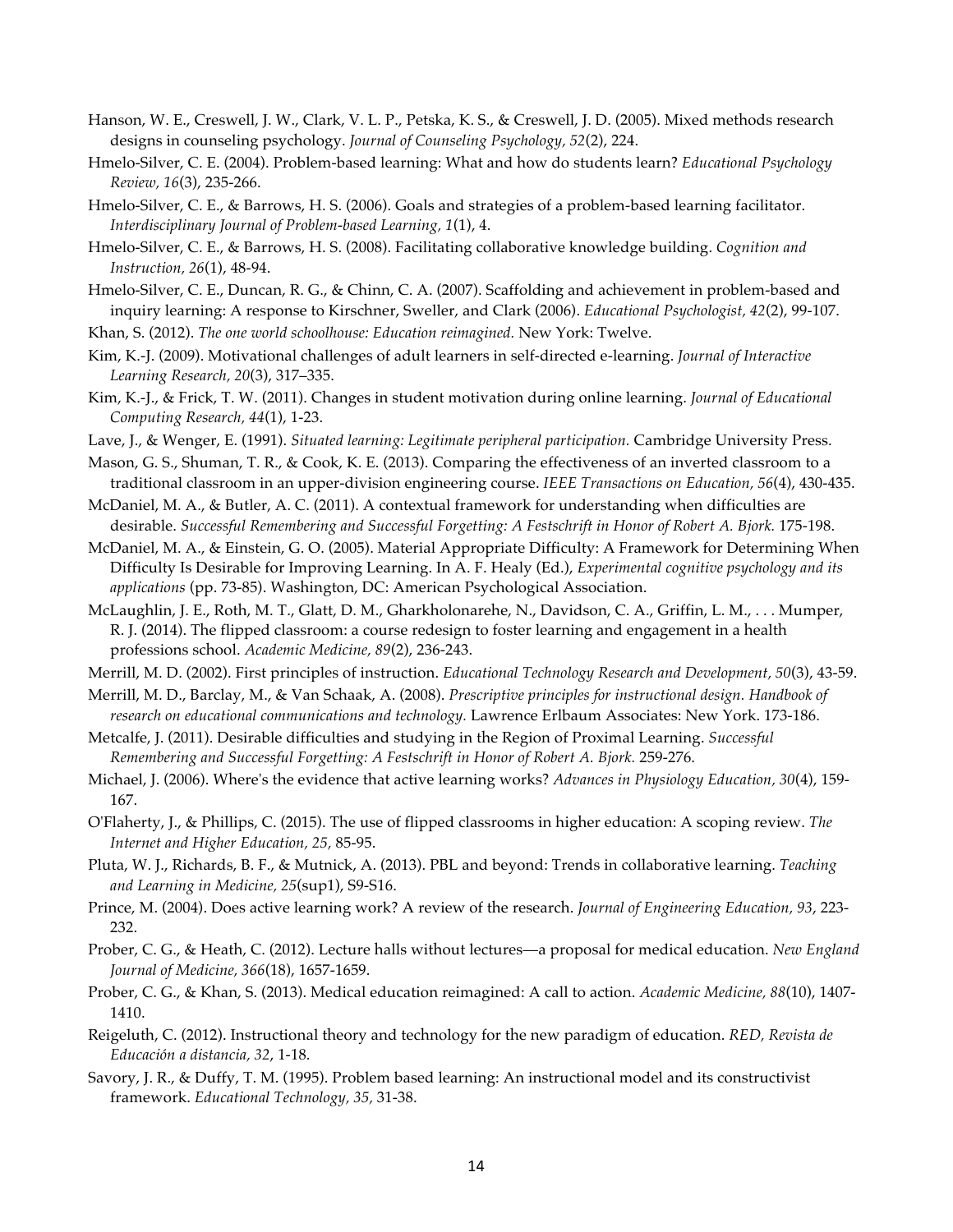Hanson, W. E., Creswell, J. W., Clark, V. L. P., Petska, K. S., & Creswell, J. D. (2005). Mixed methods research designs in counseling psychology. *Journal of Counseling Psychology, 52*(2), 224.

Hmelo-Silver, C. E. (2004). Problem-based learning: What and how do students learn? *Educational Psychology Review, 16*(3), 235-266.

Hmelo-Silver, C. E., & Barrows, H. S. (2006). Goals and strategies of a problem-based learning facilitator. *Interdisciplinary Journal of Problem-based Learning, 1*(1), 4.

Hmelo-Silver, C. E., & Barrows, H. S. (2008). Facilitating collaborative knowledge building. *Cognition and Instruction, 26*(1), 48-94.

Hmelo-Silver, C. E., Duncan, R. G., & Chinn, C. A. (2007). Scaffolding and achievement in problem-based and inquiry learning: A response to Kirschner, Sweller, and Clark (2006). *Educational Psychologist, 42*(2), 99-107.

Khan, S. (2012). *The one world schoolhouse: Education reimagined.* New York: Twelve.

Kim, K.-J. (2009). Motivational challenges of adult learners in self-directed e-learning. *Journal of Interactive Learning Research, 20*(3), 317–335.

Kim, K.-J., & Frick, T. W. (2011). Changes in student motivation during online learning. *Journal of Educational Computing Research, 44*(1), 1-23.

Lave, J., & Wenger, E. (1991). *Situated learning: Legitimate peripheral participation.* Cambridge University Press.

Mason, G. S., Shuman, T. R., & Cook, K. E. (2013). Comparing the effectiveness of an inverted classroom to a traditional classroom in an upper-division engineering course. *IEEE Transactions on Education, 56*(4), 430-435.

McDaniel, M. A., & Butler, A. C. (2011). A contextual framework for understanding when difficulties are desirable. *Successful Remembering and Successful Forgetting: A Festschrift in Honor of Robert A. Bjork.* 175-198.

McDaniel, M. A., & Einstein, G. O. (2005). Material Appropriate Difficulty: A Framework for Determining When Difficulty Is Desirable for Improving Learning. In A. F. Healy (Ed.), *Experimental cognitive psychology and its applications* (pp. 73-85). Washington, DC: American Psychological Association.

McLaughlin, J. E., Roth, M. T., Glatt, D. M., Gharkholonarehe, N., Davidson, C. A., Griffin, L. M., . . . Mumper, R. J. (2014). The flipped classroom: a course redesign to foster learning and engagement in a health professions school. *Academic Medicine, 89*(2), 236-243.

Merrill, M. D. (2002). First principles of instruction. *Educational Technology Research and Development, 50*(3), 43-59.

Merrill, M. D., Barclay, M., & Van Schaak, A. (2008). *Prescriptive principles for instructional design. Handbook of research on educational communications and technology.* Lawrence Erlbaum Associates: New York. 173-186.

Metcalfe, J. (2011). Desirable difficulties and studying in the Region of Proximal Learning. *Successful Remembering and Successful Forgetting: A Festschrift in Honor of Robert A. Bjork.* 259-276.

Michael, J. (2006). Where's the evidence that active learning works? *Advances in Physiology Education, 30*(4), 159-167.

O'Flaherty, J., & Phillips, C. (2015). The use of flipped classrooms in higher education: A scoping review. *The Internet and Higher Education, 25,* 85-95.

Pluta, W. J., Richards, B. F., & Mutnick, A. (2013). PBL and beyond: Trends in collaborative learning. *Teaching and Learning in Medicine, 25*(sup1), S9-S16.

Prince, M. (2004). Does active learning work? A review of the research. *Journal of Engineering Education, 93*, 223-232.

Prober, C. G., & Heath, C. (2012). Lecture halls without lectures—a proposal for medical education. *New England Journal of Medicine, 366*(18), 1657-1659.

Prober, C. G., & Khan, S. (2013). Medical education reimagined: A call to action. *Academic Medicine, 88*(10), 1407-1410.

Reigeluth, C. (2012). Instructional theory and technology for the new paradigm of education. *RED, Revista de Educación a distancia, 32*, 1-18.

Savory, J. R., & Duffy, T. M. (1995). Problem based learning: An instructional model and its constructivist framework. *Educational Technology, 35,* 31-38.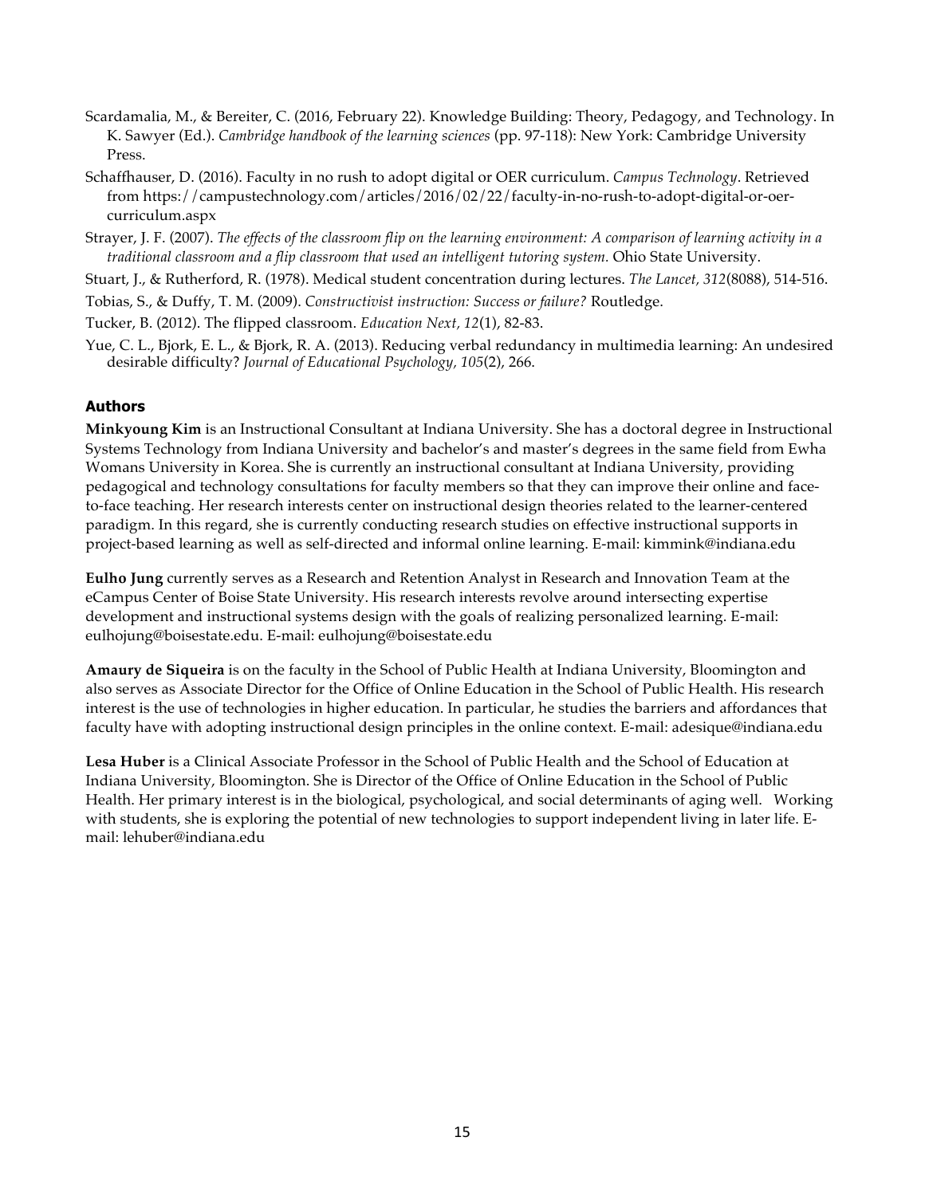Scardamalia, M., & Bereiter, C. (2016, February 22). Knowledge Building: Theory, Pedagogy, and Technology. In K. Sawyer (Ed.). *Cambridge handbook of the learning sciences* (pp. 97-118): New York: Cambridge University Press.

Schaffhauser, D. (2016). Faculty in no rush to adopt digital or OER curriculum. *Campus Technology*. Retrieved from https://campustechnology.com/articles/2016/02/22/faculty-in-no-rush-to-adopt-digital-or-oer-curriculum.aspx

Strayer, J. F. (2007). *The effects of the classroom flip on the learning environment: A comparison of learning activity in a traditional classroom and a flip classroom that used an intelligent tutoring system.* Ohio State University.

Stuart, J., & Rutherford, R. (1978). Medical student concentration during lectures. *The Lancet, 312*(8088), 514-516.

Tobias, S., & Duffy, T. M. (2009). *Constructivist instruction: Success or failure?* Routledge.

Tucker, B. (2012). The flipped classroom. *Education Next*, *12*(1), 82-83.

Yue, C. L., Bjork, E. L., & Bjork, R. A. (2013). Reducing verbal redundancy in multimedia learning: An undesired desirable difficulty? *Journal of Educational Psychology*, *105*(2), 266.

### Authors

**Minkyoung Kim** is an Instructional Consultant at Indiana University. She has a doctoral degree in Instructional Systems Technology from Indiana University and bachelor's and master's degrees in the same field from Ewha Womans University in Korea. She is currently an instructional consultant at Indiana University, providing pedagogical and technology consultations for faculty members so that they can improve their online and face-to-face teaching. Her research interests center on instructional design theories related to the learner-centered paradigm. In this regard, she is currently conducting research studies on effective instructional supports in project-based learning as well as self-directed and informal online learning. E-mail: kimmink@indiana.edu

**Eulho Jung** currently serves as a Research and Retention Analyst in Research and Innovation Team at the eCampus Center of Boise State University. His research interests revolve around intersecting expertise development and instructional systems design with the goals of realizing personalized learning. E-mail: eulhojung@boisestate.edu. E-mail: eulhojung@boisestate.edu

**Amaury de Siqueira** is on the faculty in the School of Public Health at Indiana University, Bloomington and also serves as Associate Director for the Office of Online Education in the School of Public Health. His research interest is the use of technologies in higher education. In particular, he studies the barriers and affordances that faculty have with adopting instructional design principles in the online context. E-mail: adesique@indiana.edu

**Lesa Huber** is a Clinical Associate Professor in the School of Public Health and the School of Education at Indiana University, Bloomington. She is Director of the Office of Online Education in the School of Public Health. Her primary interest is in the biological, psychological, and social determinants of aging well. Working with students, she is exploring the potential of new technologies to support independent living in later life. E-mail: lehuber@indiana.edu